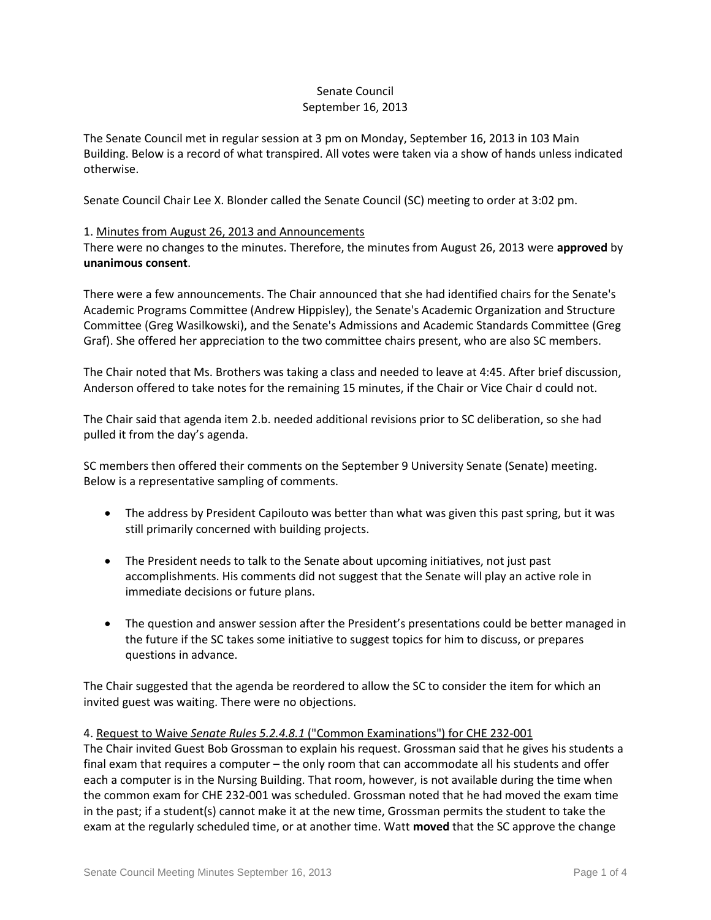Senate Council
September 16, 2013

The Senate Council met in regular session at 3 pm on Monday, September 16, 2013 in 103 Main Building. Below is a record of what transpired. All votes were taken via a show of hands unless indicated otherwise.

Senate Council Chair Lee X. Blonder called the Senate Council (SC) meeting to order at 3:02 pm.

1. Minutes from August 26, 2013 and Announcements

There were no changes to the minutes. Therefore, the minutes from August 26, 2013 were **approved** by **unanimous consent**.

There were a few announcements. The Chair announced that she had identified chairs for the Senate's Academic Programs Committee (Andrew Hippisley), the Senate's Academic Organization and Structure Committee (Greg Wasilkowski), and the Senate's Admissions and Academic Standards Committee (Greg Graf). She offered her appreciation to the two committee chairs present, who are also SC members.

The Chair noted that Ms. Brothers was taking a class and needed to leave at 4:45. After brief discussion, Anderson offered to take notes for the remaining 15 minutes, if the Chair or Vice Chair d could not.

The Chair said that agenda item 2.b. needed additional revisions prior to SC deliberation, so she had pulled it from the day's agenda.

SC members then offered their comments on the September 9 University Senate (Senate) meeting. Below is a representative sampling of comments.

- The address by President Capilouto was better than what was given this past spring, but it was still primarily concerned with building projects.
- The President needs to talk to the Senate about upcoming initiatives, not just past accomplishments. His comments did not suggest that the Senate will play an active role in immediate decisions or future plans.
- The question and answer session after the President's presentations could be better managed in the future if the SC takes some initiative to suggest topics for him to discuss, or prepares questions in advance.

The Chair suggested that the agenda be reordered to allow the SC to consider the item for which an invited guest was waiting. There were no objections.

4. Request to Waive *Senate Rules 5.2.4.8.1* ("Common Examinations") for CHE 232-001

The Chair invited Guest Bob Grossman to explain his request. Grossman said that he gives his students a final exam that requires a computer – the only room that can accommodate all his students and offer each a computer is in the Nursing Building. That room, however, is not available during the time when the common exam for CHE 232-001 was scheduled. Grossman noted that he had moved the exam time in the past; if a student(s) cannot make it at the new time, Grossman permits the student to take the exam at the regularly scheduled time, or at another time. Watt **moved** that the SC approve the change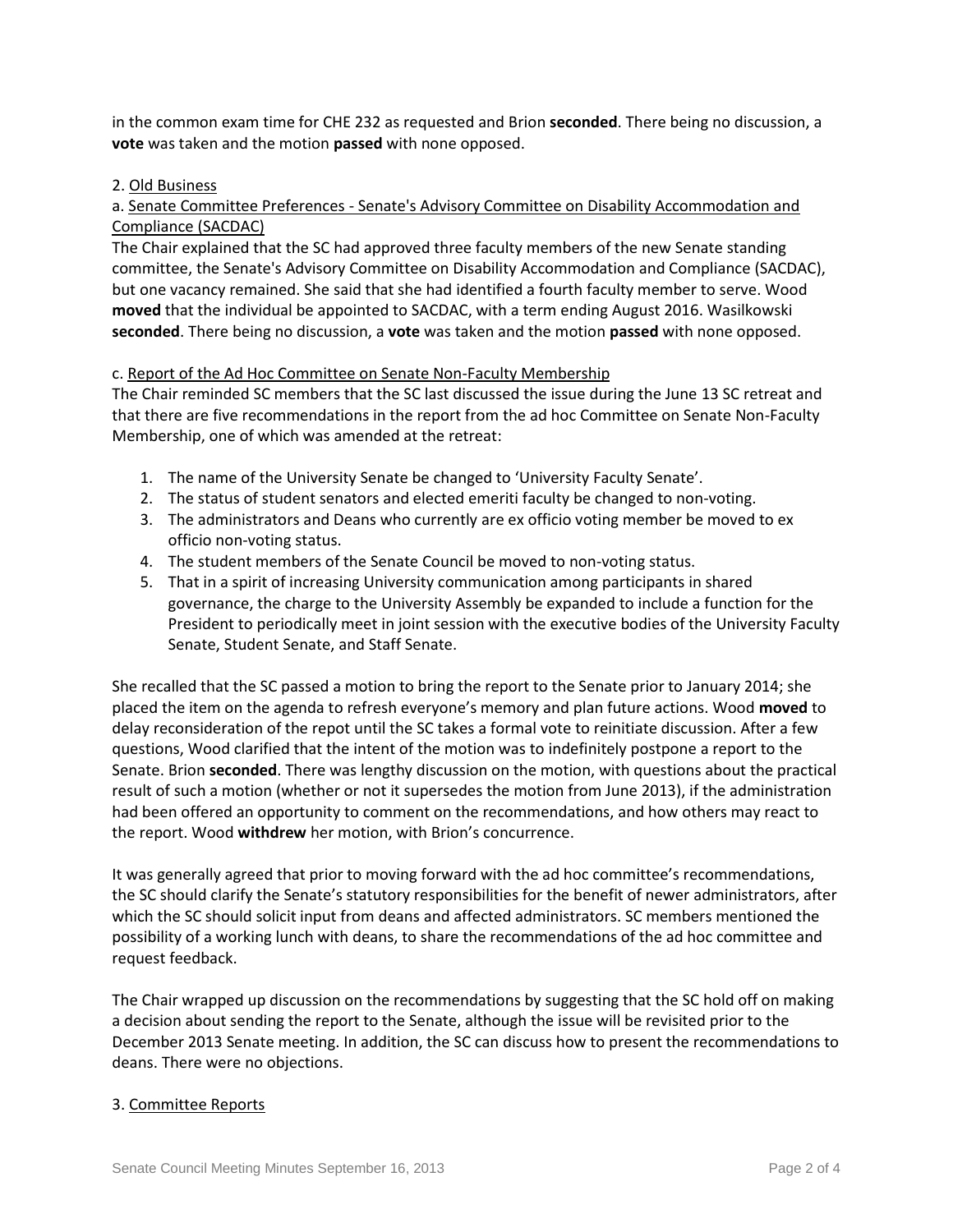in the common exam time for CHE 232 as requested and Brion **seconded**. There being no discussion, a **vote** was taken and the motion **passed** with none opposed.

2. Old Business

a. Senate Committee Preferences - Senate's Advisory Committee on Disability Accommodation and Compliance (SACDAC)

The Chair explained that the SC had approved three faculty members of the new Senate standing committee, the Senate's Advisory Committee on Disability Accommodation and Compliance (SACDAC), but one vacancy remained. She said that she had identified a fourth faculty member to serve. Wood **moved** that the individual be appointed to SACDAC, with a term ending August 2016. Wasilkowski **seconded**. There being no discussion, a **vote** was taken and the motion **passed** with none opposed.

c. Report of the Ad Hoc Committee on Senate Non-Faculty Membership

The Chair reminded SC members that the SC last discussed the issue during the June 13 SC retreat and that there are five recommendations in the report from the ad hoc Committee on Senate Non-Faculty Membership, one of which was amended at the retreat:

1. The name of the University Senate be changed to 'University Faculty Senate'.
2. The status of student senators and elected emeriti faculty be changed to non-voting.
3. The administrators and Deans who currently are ex officio voting member be moved to ex officio non-voting status.
4. The student members of the Senate Council be moved to non-voting status.
5. That in a spirit of increasing University communication among participants in shared governance, the charge to the University Assembly be expanded to include a function for the President to periodically meet in joint session with the executive bodies of the University Faculty Senate, Student Senate, and Staff Senate.

She recalled that the SC passed a motion to bring the report to the Senate prior to January 2014; she placed the item on the agenda to refresh everyone's memory and plan future actions. Wood **moved** to delay reconsideration of the repot until the SC takes a formal vote to reinitiate discussion. After a few questions, Wood clarified that the intent of the motion was to indefinitely postpone a report to the Senate. Brion **seconded**. There was lengthy discussion on the motion, with questions about the practical result of such a motion (whether or not it supersedes the motion from June 2013), if the administration had been offered an opportunity to comment on the recommendations, and how others may react to the report. Wood **withdrew** her motion, with Brion's concurrence.

It was generally agreed that prior to moving forward with the ad hoc committee's recommendations, the SC should clarify the Senate's statutory responsibilities for the benefit of newer administrators, after which the SC should solicit input from deans and affected administrators. SC members mentioned the possibility of a working lunch with deans, to share the recommendations of the ad hoc committee and request feedback.

The Chair wrapped up discussion on the recommendations by suggesting that the SC hold off on making a decision about sending the report to the Senate, although the issue will be revisited prior to the December 2013 Senate meeting. In addition, the SC can discuss how to present the recommendations to deans. There were no objections.

3. Committee Reports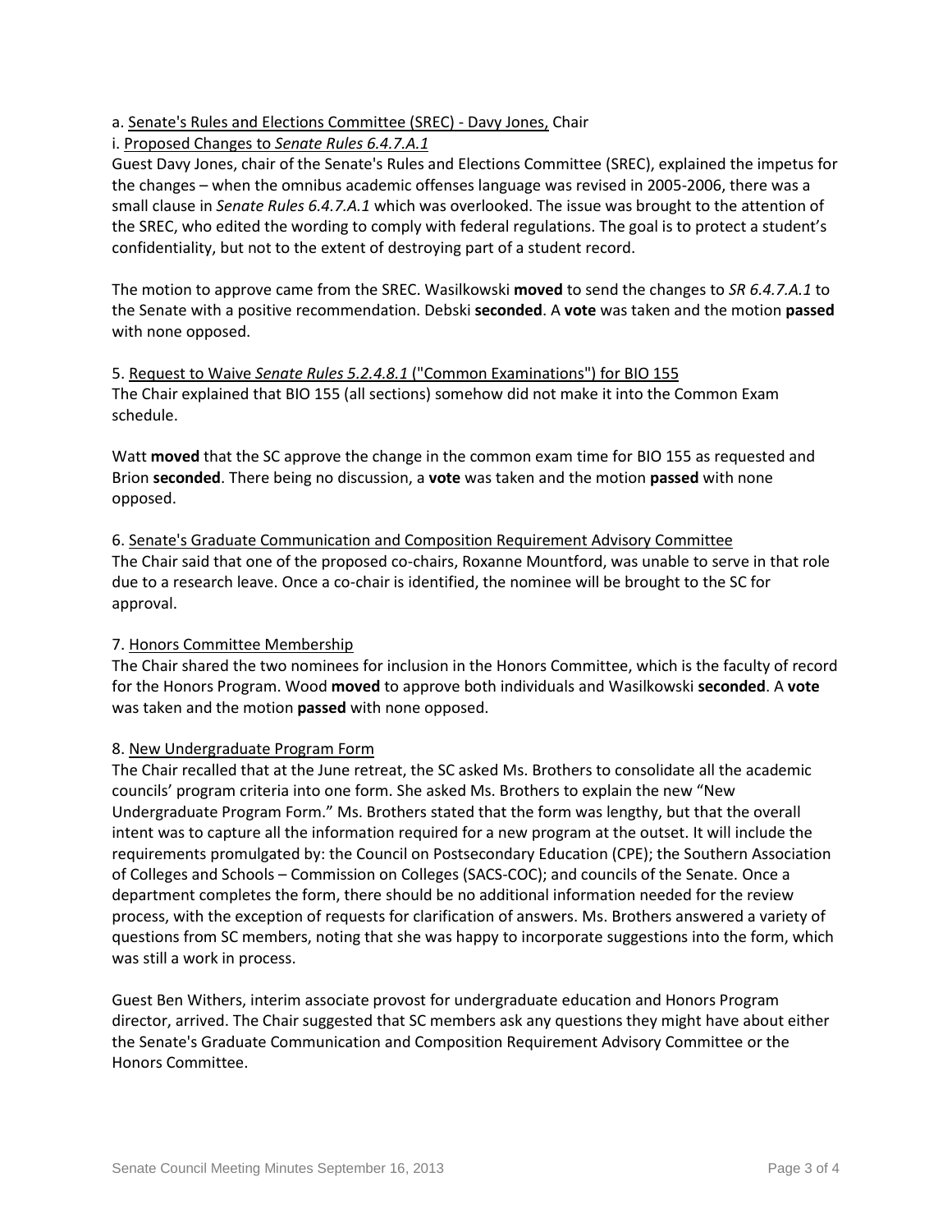a. Senate's Rules and Elections Committee (SREC) - Davy Jones, Chair

i. Proposed Changes to *Senate Rules 6.4.7.A.1*

Guest Davy Jones, chair of the Senate's Rules and Elections Committee (SREC), explained the impetus for the changes – when the omnibus academic offenses language was revised in 2005-2006, there was a small clause in *Senate Rules 6.4.7.A.1* which was overlooked. The issue was brought to the attention of the SREC, who edited the wording to comply with federal regulations. The goal is to protect a student's confidentiality, but not to the extent of destroying part of a student record.

The motion to approve came from the SREC. Wasilkowski **moved** to send the changes to *SR 6.4.7.A.1* to the Senate with a positive recommendation. Debski **seconded**. A **vote** was taken and the motion **passed** with none opposed.

5. Request to Waive *Senate Rules 5.2.4.8.1* ("Common Examinations") for BIO 155

The Chair explained that BIO 155 (all sections) somehow did not make it into the Common Exam schedule.

Watt **moved** that the SC approve the change in the common exam time for BIO 155 as requested and Brion **seconded**. There being no discussion, a **vote** was taken and the motion **passed** with none opposed.

6. Senate's Graduate Communication and Composition Requirement Advisory Committee

The Chair said that one of the proposed co-chairs, Roxanne Mountford, was unable to serve in that role due to a research leave. Once a co-chair is identified, the nominee will be brought to the SC for approval.

7. Honors Committee Membership

The Chair shared the two nominees for inclusion in the Honors Committee, which is the faculty of record for the Honors Program. Wood **moved** to approve both individuals and Wasilkowski **seconded**. A **vote** was taken and the motion **passed** with none opposed.

8. New Undergraduate Program Form

The Chair recalled that at the June retreat, the SC asked Ms. Brothers to consolidate all the academic councils' program criteria into one form. She asked Ms. Brothers to explain the new "New Undergraduate Program Form." Ms. Brothers stated that the form was lengthy, but that the overall intent was to capture all the information required for a new program at the outset. It will include the requirements promulgated by: the Council on Postsecondary Education (CPE); the Southern Association of Colleges and Schools – Commission on Colleges (SACS-COC); and councils of the Senate. Once a department completes the form, there should be no additional information needed for the review process, with the exception of requests for clarification of answers. Ms. Brothers answered a variety of questions from SC members, noting that she was happy to incorporate suggestions into the form, which was still a work in process.

Guest Ben Withers, interim associate provost for undergraduate education and Honors Program director, arrived. The Chair suggested that SC members ask any questions they might have about either the Senate's Graduate Communication and Composition Requirement Advisory Committee or the Honors Committee.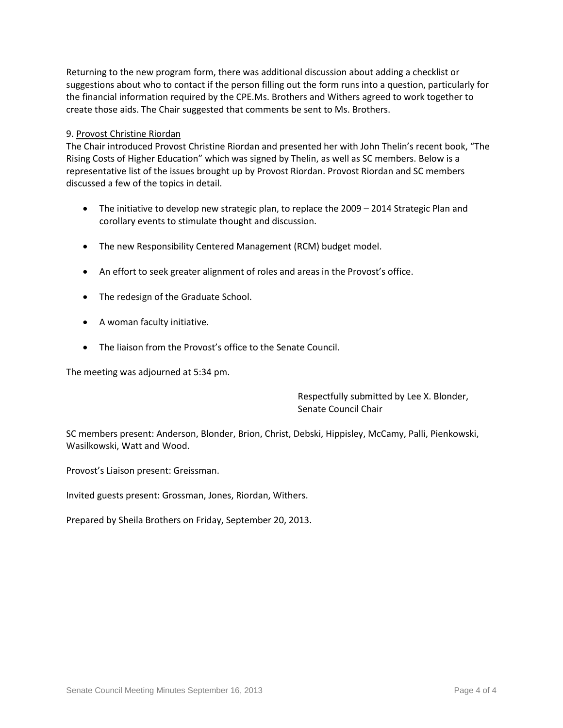Returning to the new program form, there was additional discussion about adding a checklist or suggestions about who to contact if the person filling out the form runs into a question, particularly for the financial information required by the CPE.Ms. Brothers and Withers agreed to work together to create those aids. The Chair suggested that comments be sent to Ms. Brothers.

9. Provost Christine Riordan

The Chair introduced Provost Christine Riordan and presented her with John Thelin's recent book, "The Rising Costs of Higher Education" which was signed by Thelin, as well as SC members. Below is a representative list of the issues brought up by Provost Riordan. Provost Riordan and SC members discussed a few of the topics in detail.

- The initiative to develop new strategic plan, to replace the 2009 – 2014 Strategic Plan and corollary events to stimulate thought and discussion.
- The new Responsibility Centered Management (RCM) budget model.
- An effort to seek greater alignment of roles and areas in the Provost's office.
- The redesign of the Graduate School.
- A woman faculty initiative.
- The liaison from the Provost's office to the Senate Council.

The meeting was adjourned at 5:34 pm.

Respectfully submitted by Lee X. Blonder,
Senate Council Chair

SC members present: Anderson, Blonder, Brion, Christ, Debski, Hippisley, McCamy, Palli, Pienkowski, Wasilkowski, Watt and Wood.

Provost's Liaison present: Greissman.

Invited guests present: Grossman, Jones, Riordan, Withers.

Prepared by Sheila Brothers on Friday, September 20, 2013.